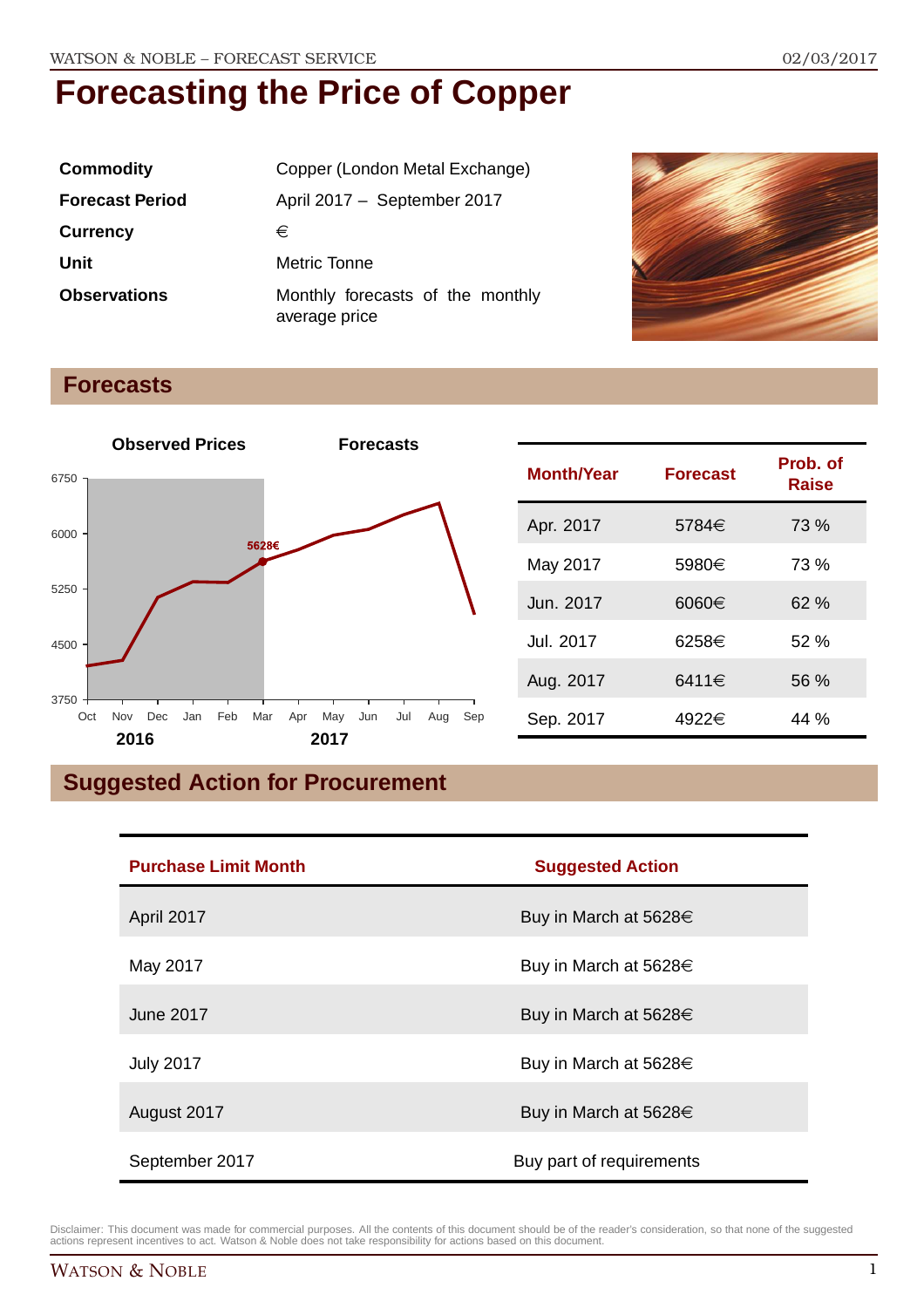# Forecasting the Price of Copper

| | |
|---|---|
| **Commodity** | Copper (London Metal Exchange) |
| **Forecast Period** | April 2017 – September 2017 |
| **Currency** | € |
| **Unit** | Metric Tonne |
| **Observations** | Monthly forecasts of the monthly average price |

## Forecasts

| Month/Year | Forecast | Prob. of Raise |
|---|---|---|
| Apr. 2017 | 5784€ | 73 % |
| May 2017 | 5980€ | 73 % |
| Jun. 2017 | 6060€ | 62 % |
| Jul. 2017 | 6258€ | 52 % |
| Aug. 2017 | 6411€ | 56 % |
| Sep. 2017 | 4922€ | 44 % |

## Suggested Action for Procurement

| Purchase Limit Month | Suggested Action |
|---|---|
| April 2017 | Buy in March at 5628€ |
| May 2017 | Buy in March at 5628€ |
| June 2017 | Buy in March at 5628€ |
| July 2017 | Buy in March at 5628€ |
| August 2017 | Buy in March at 5628€ |
| September 2017 | Buy part of requirements |

Disclaimer: This document was made for commercial purposes. All the contents of this document should be of the reader's consideration, so that none of the suggested actions represent incentives to act. Watson & Noble does not take responsibility for actions based on this document.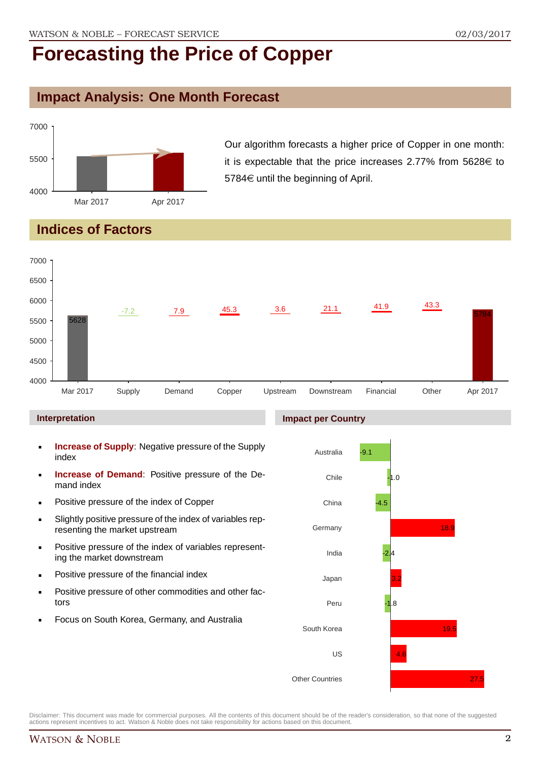# Forecasting the Price of Copper

## Impact Analysis: One Month Forecast

Our algorithm forecasts a higher price of Copper in one month: it is expectable that the price increases 2.77% from 5628€ to 5784€ until the beginning of April.

## Indices of Factors

| Mar 2017 | Supply | Demand | Copper | Upstream | Downstream | Financial | Other | Apr 2017 |
|---|---|---|---|---|---|---|---|---|
| 5628 | -7.2 | 7.9 | 45.3 | 3.6 | 21.1 | 41.9 | 43.3 | 5784 |

### Interpretation

- **Increase of Supply**: Negative pressure of the Supply index
- **Increase of Demand**: Positive pressure of the Demand index
- Positive pressure of the index of Copper
- Slightly positive pressure of the index of variables representing the market upstream
- Positive pressure of the index of variables representing the market downstream
- Positive pressure of the financial index
- Positive pressure of other commodities and other factors
- Focus on South Korea, Germany, and Australia

### Impact per Country

| Country | Impact |
|---|---|
| Australia | -9.1 |
| Chile | -1.0 |
| China | -4.5 |
| Germany | 18.9 |
| India | -2.4 |
| Japan | 3.2 |
| Peru | -1.8 |
| South Korea | 19.5 |
| US | 4.6 |
| Other Countries | 27.5 |

Disclaimer: This document was made for commercial purposes. All the contents of this document should be of the reader's consideration, so that none of the suggested actions represent incentives to act. Watson & Noble does not take responsibility for actions based on this document.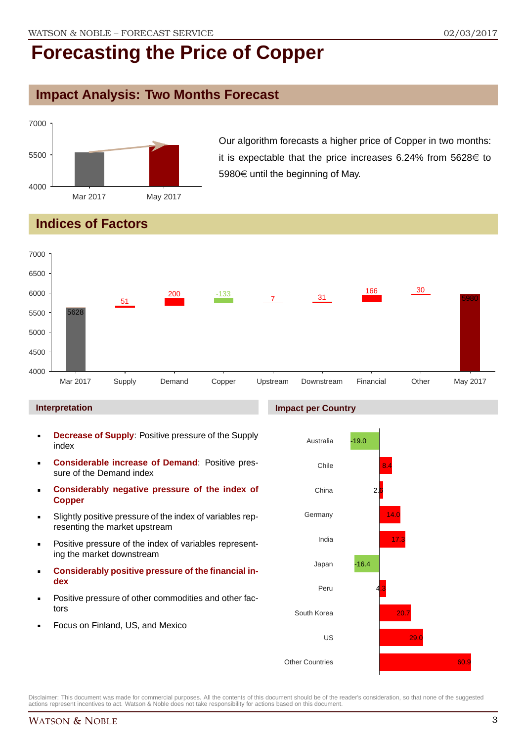# Forecasting the Price of Copper

## Impact Analysis: Two Months Forecast

Our algorithm forecasts a higher price of Copper in two months: it is expectable that the price increases 6.24% from 5628€ to 5980€ until the beginning of May.

## Indices of Factors

| | Mar 2017 | Supply | Demand | Copper | Upstream | Downstream | Financial | Other | May 2017 |
|---|---|---|---|---|---|---|---|---|---|
| Value | 5628 | 51 | 200 | -133 | 7 | 31 | 166 | 30 | 5980 |

### Interpretation

- **Decrease of Supply**: Positive pressure of the Supply index
- **Considerable increase of Demand**: Positive pressure of the Demand index
- **Considerably negative pressure of the index of Copper**
- Slightly positive pressure of the index of variables representing the market upstream
- Positive pressure of the index of variables representing the market downstream
- **Considerably positive pressure of the financial index**
- Positive pressure of other commodities and other factors
- Focus on Finland, US, and Mexico

### Impact per Country

| Country | Impact |
|---|---|
| Australia | -19.0 |
| Chile | 8.4 |
| China | 2.6 |
| Germany | 14.0 |
| India | 17.3 |
| Japan | -16.4 |
| Peru | 4.3 |
| South Korea | 20.7 |
| US | 29.0 |
| Other Countries | 60.9 |

Disclaimer: This document was made for commercial purposes. All the contents of this document should be of the reader's consideration, so that none of the suggested actions represent incentives to act. Watson & Noble does not take responsibility for actions based on this document.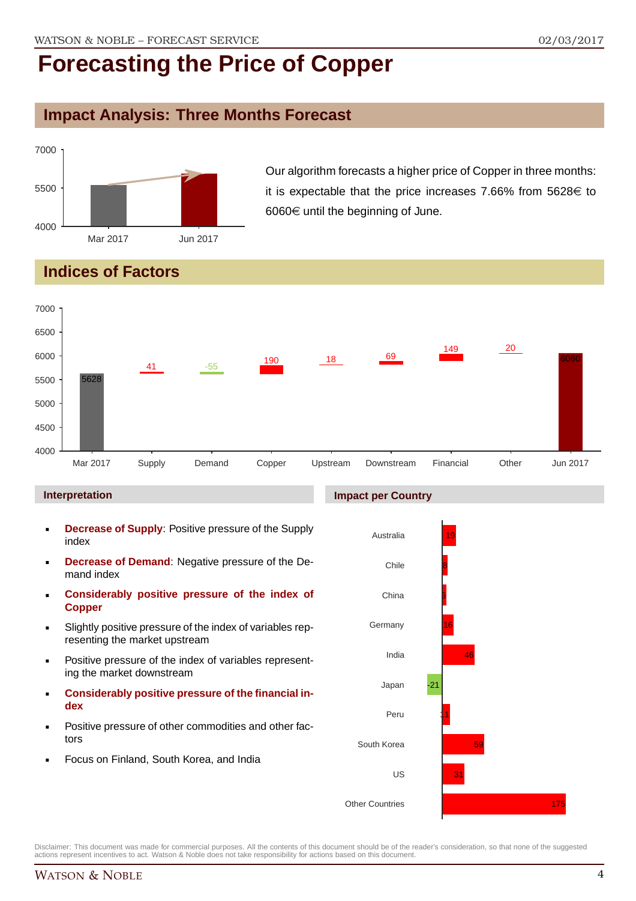# Forecasting the Price of Copper

## Impact Analysis: Three Months Forecast

Our algorithm forecasts a higher price of Copper in three months: it is expectable that the price increases 7.66% from 5628€ to 6060€ until the beginning of June.

## Indices of Factors

| | Mar 2017 | Supply | Demand | Copper | Upstream | Downstream | Financial | Other | Jun 2017 |
|---|---|---|---|---|---|---|---|---|---|
| Value | 5628 | 41 | -55 | 190 | 18 | 69 | 149 | 20 | 6060 |

### Interpretation

- **Decrease of Supply**: Positive pressure of the Supply index
- **Decrease of Demand**: Negative pressure of the Demand index
- **Considerably positive pressure of the index of Copper**
- Slightly positive pressure of the index of variables representing the market upstream
- Positive pressure of the index of variables representing the market downstream
- **Considerably positive pressure of the financial index**
- Positive pressure of other commodities and other factors
- Focus on Finland, South Korea, and India

### Impact per Country

| Country | Impact |
|---|---|
| Australia | 19 |
| Chile | 8 |
| China | 6 |
| Germany | 16 |
| India | 46 |
| Japan | -21 |
| Peru | 11 |
| South Korea | 59 |
| US | 31 |
| Other Countries | 175 |

Disclaimer: This document was made for commercial purposes. All the contents of this document should be of the reader's consideration, so that none of the suggested actions represent incentives to act. Watson & Noble does not take responsibility for actions based on this document.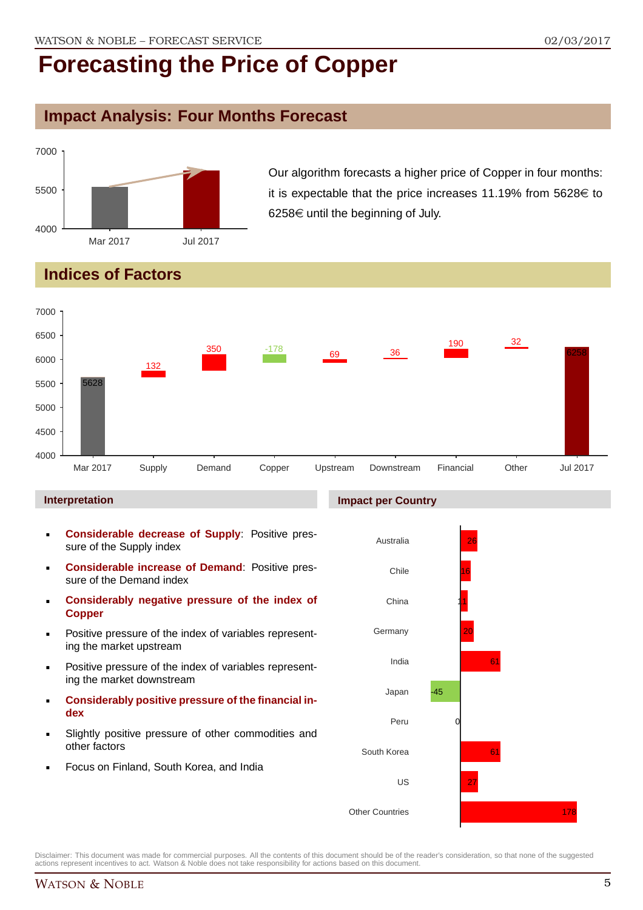# Forecasting the Price of Copper

## Impact Analysis: Four Months Forecast

Our algorithm forecasts a higher price of Copper in four months: it is expectable that the price increases 11.19% from 5628€ to 6258€ until the beginning of July.

## Indices of Factors

| Mar 2017 | Supply | Demand | Copper | Upstream | Downstream | Financial | Other | Jul 2017 |
|---|---|---|---|---|---|---|---|---|
| 5628 | 132 | 350 | -178 | 69 | 36 | 190 | 32 | 6258 |

### Interpretation

- **Considerable decrease of Supply**: Positive pressure of the Supply index
- **Considerable increase of Demand**: Positive pressure of the Demand index
- **Considerably negative pressure of the index of Copper**
- Positive pressure of the index of variables representing the market upstream
- Positive pressure of the index of variables representing the market downstream
- **Considerably positive pressure of the financial index**
- Slightly positive pressure of other commodities and other factors
- Focus on Finland, South Korea, and India

### Impact per Country

| Country | Impact |
|---|---|
| Australia | 26 |
| Chile | 16 |
| China | 11 |
| Germany | 20 |
| India | 61 |
| Japan | -45 |
| Peru | 0 |
| South Korea | 61 |
| US | 27 |
| Other Countries | 178 |

Disclaimer: This document was made for commercial purposes. All the contents of this document should be of the reader's consideration, so that none of the suggested actions represent incentives to act. Watson & Noble does not take responsibility for actions based on this document.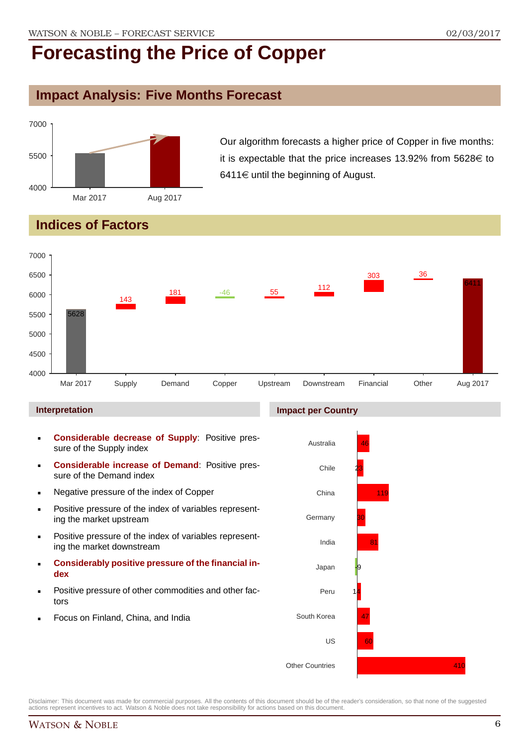# Forecasting the Price of Copper

## Impact Analysis: Five Months Forecast

Our algorithm forecasts a higher price of Copper in five months: it is expectable that the price increases 13.92% from 5628€ to 6411€ until the beginning of August.

## Indices of Factors

### Interpretation

- **Considerable decrease of Supply**: Positive pressure of the Supply index
- **Considerable increase of Demand**: Positive pressure of the Demand index
- Negative pressure of the index of Copper
- Positive pressure of the index of variables representing the market upstream
- Positive pressure of the index of variables representing the market downstream
- **Considerably positive pressure of the financial index**
- Positive pressure of other commodities and other factors
- Focus on Finland, China, and India

### Impact per Country

| Country | Impact |
|---|---|
| Australia | 46 |
| Chile | 23 |
| China | 119 |
| Germany | 30 |
| India | 81 |
| Japan | -9 |
| Peru | 14 |
| South Korea | 47 |
| US | 60 |
| Other Countries | 410 |

Disclaimer: This document was made for commercial purposes. All the contents of this document should be of the reader's consideration, so that none of the suggested actions represent incentives to act. Watson & Noble does not take responsibility for actions based on this document.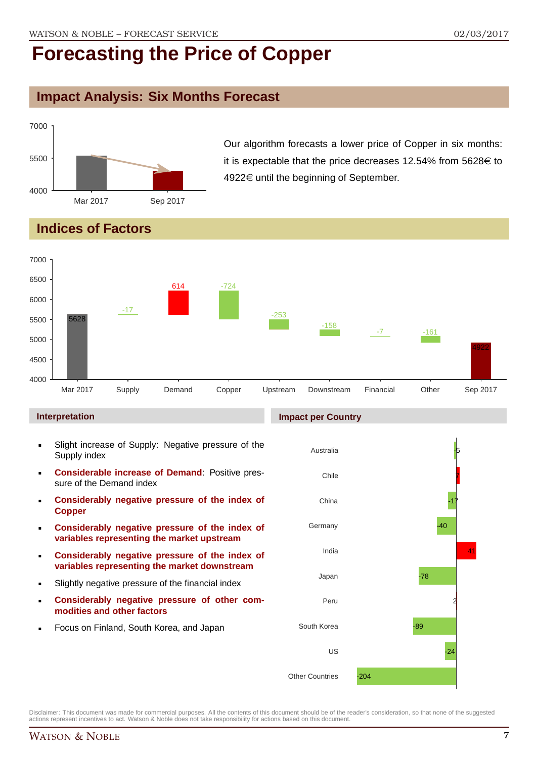# Forecasting the Price of Copper

## Impact Analysis: Six Months Forecast

Our algorithm forecasts a lower price of Copper in six months: it is expectable that the price decreases 12.54% from 5628€ to 4922€ until the beginning of September.

## Indices of Factors

### Interpretation

- Slight increase of Supply: Negative pressure of the Supply index
- **Considerable increase of Demand**: Positive pressure of the Demand index
- **Considerably negative pressure of the index of Copper**
- **Considerably negative pressure of the index of variables representing the market upstream**
- **Considerably negative pressure of the index of variables representing the market downstream**
- Slightly negative pressure of the financial index
- **Considerably negative pressure of other commodities and other factors**
- Focus on Finland, South Korea, and Japan

### Impact per Country

Disclaimer: This document was made for commercial purposes. All the contents of this document should be of the reader's consideration, so that none of the suggested actions represent incentives to act. Watson & Noble does not take responsibility for actions based on this document.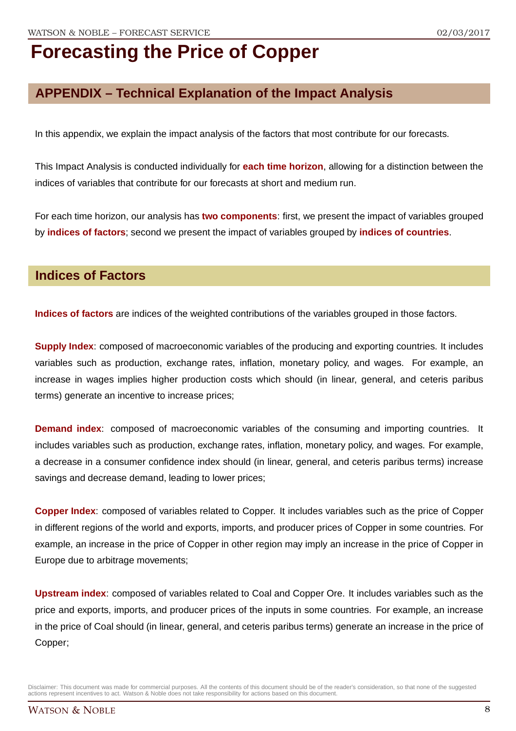# Forecasting the Price of Copper

## APPENDIX – Technical Explanation of the Impact Analysis

In this appendix, we explain the impact analysis of the factors that most contribute for our forecasts.

This Impact Analysis is conducted individually for **each time horizon**, allowing for a distinction between the indices of variables that contribute for our forecasts at short and medium run.

For each time horizon, our analysis has **two components**: first, we present the impact of variables grouped by **indices of factors**; second we present the impact of variables grouped by **indices of countries**.

## Indices of Factors

**Indices of factors** are indices of the weighted contributions of the variables grouped in those factors.

**Supply Index**: composed of macroeconomic variables of the producing and exporting countries. It includes variables such as production, exchange rates, inflation, monetary policy, and wages. For example, an increase in wages implies higher production costs which should (in linear, general, and ceteris paribus terms) generate an incentive to increase prices;

**Demand index**: composed of macroeconomic variables of the consuming and importing countries. It includes variables such as production, exchange rates, inflation, monetary policy, and wages. For example, a decrease in a consumer confidence index should (in linear, general, and ceteris paribus terms) increase savings and decrease demand, leading to lower prices;

**Copper Index**: composed of variables related to Copper. It includes variables such as the price of Copper in different regions of the world and exports, imports, and producer prices of Copper in some countries. For example, an increase in the price of Copper in other region may imply an increase in the price of Copper in Europe due to arbitrage movements;

**Upstream index**: composed of variables related to Coal and Copper Ore. It includes variables such as the price and exports, imports, and producer prices of the inputs in some countries. For example, an increase in the price of Coal should (in linear, general, and ceteris paribus terms) generate an increase in the price of Copper;

Disclaimer: This document was made for commercial purposes. All the contents of this document should be of the reader's consideration, so that none of the suggested actions represent incentives to act. Watson & Noble does not take responsibility for actions based on this document.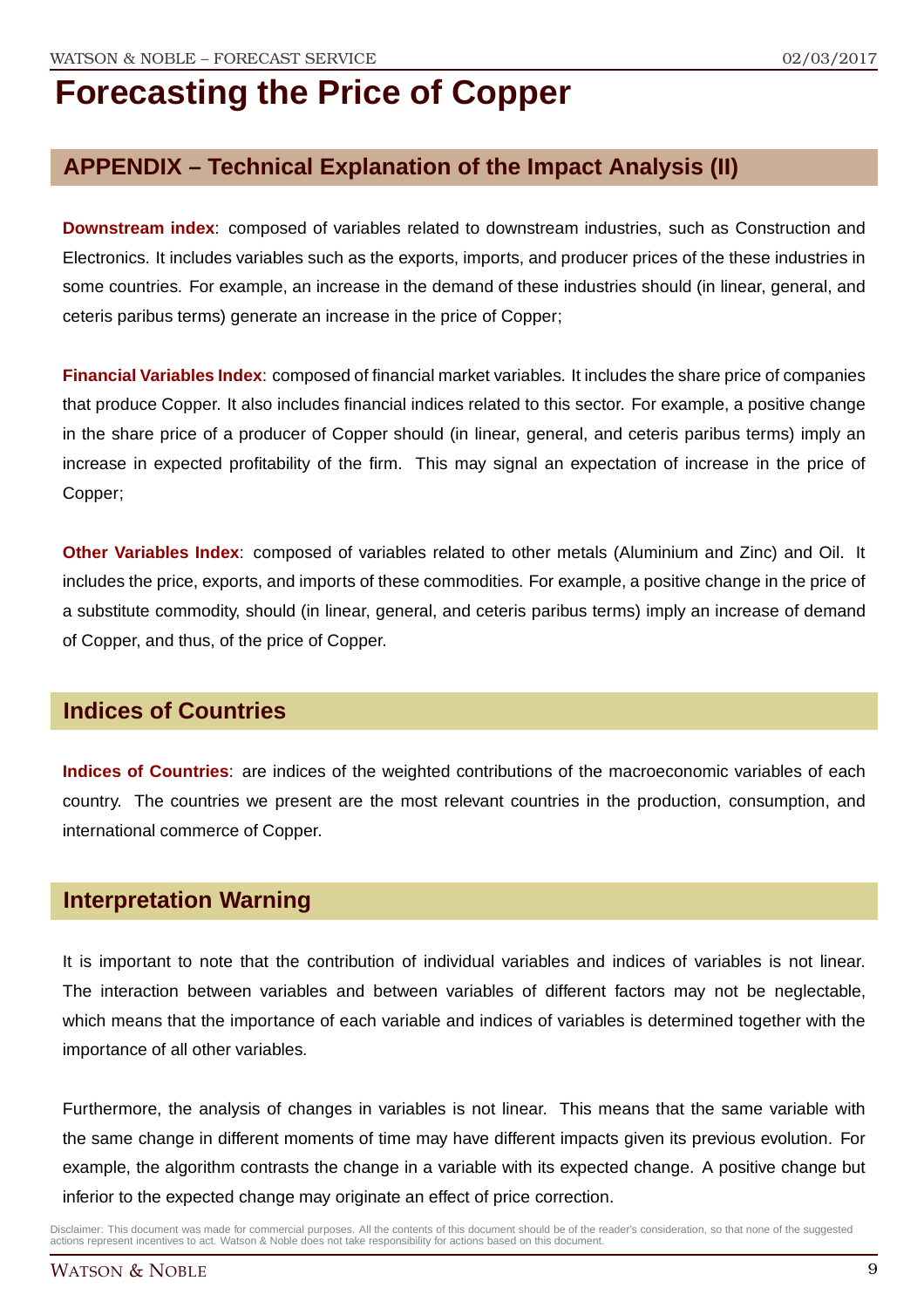# Forecasting the Price of Copper

## APPENDIX – Technical Explanation of the Impact Analysis (II)

**Downstream index**: composed of variables related to downstream industries, such as Construction and Electronics. It includes variables such as the exports, imports, and producer prices of the these industries in some countries. For example, an increase in the demand of these industries should (in linear, general, and ceteris paribus terms) generate an increase in the price of Copper;

**Financial Variables Index**: composed of financial market variables. It includes the share price of companies that produce Copper. It also includes financial indices related to this sector. For example, a positive change in the share price of a producer of Copper should (in linear, general, and ceteris paribus terms) imply an increase in expected profitability of the firm. This may signal an expectation of increase in the price of Copper;

**Other Variables Index**: composed of variables related to other metals (Aluminium and Zinc) and Oil. It includes the price, exports, and imports of these commodities. For example, a positive change in the price of a substitute commodity, should (in linear, general, and ceteris paribus terms) imply an increase of demand of Copper, and thus, of the price of Copper.

## Indices of Countries

**Indices of Countries**: are indices of the weighted contributions of the macroeconomic variables of each country. The countries we present are the most relevant countries in the production, consumption, and international commerce of Copper.

## Interpretation Warning

It is important to note that the contribution of individual variables and indices of variables is not linear. The interaction between variables and between variables of different factors may not be neglectable, which means that the importance of each variable and indices of variables is determined together with the importance of all other variables.

Furthermore, the analysis of changes in variables is not linear. This means that the same variable with the same change in different moments of time may have different impacts given its previous evolution. For example, the algorithm contrasts the change in a variable with its expected change. A positive change but inferior to the expected change may originate an effect of price correction.

Disclaimer: This document was made for commercial purposes. All the contents of this document should be of the reader's consideration, so that none of the suggested actions represent incentives to act. Watson & Noble does not take responsibility for actions based on this document.